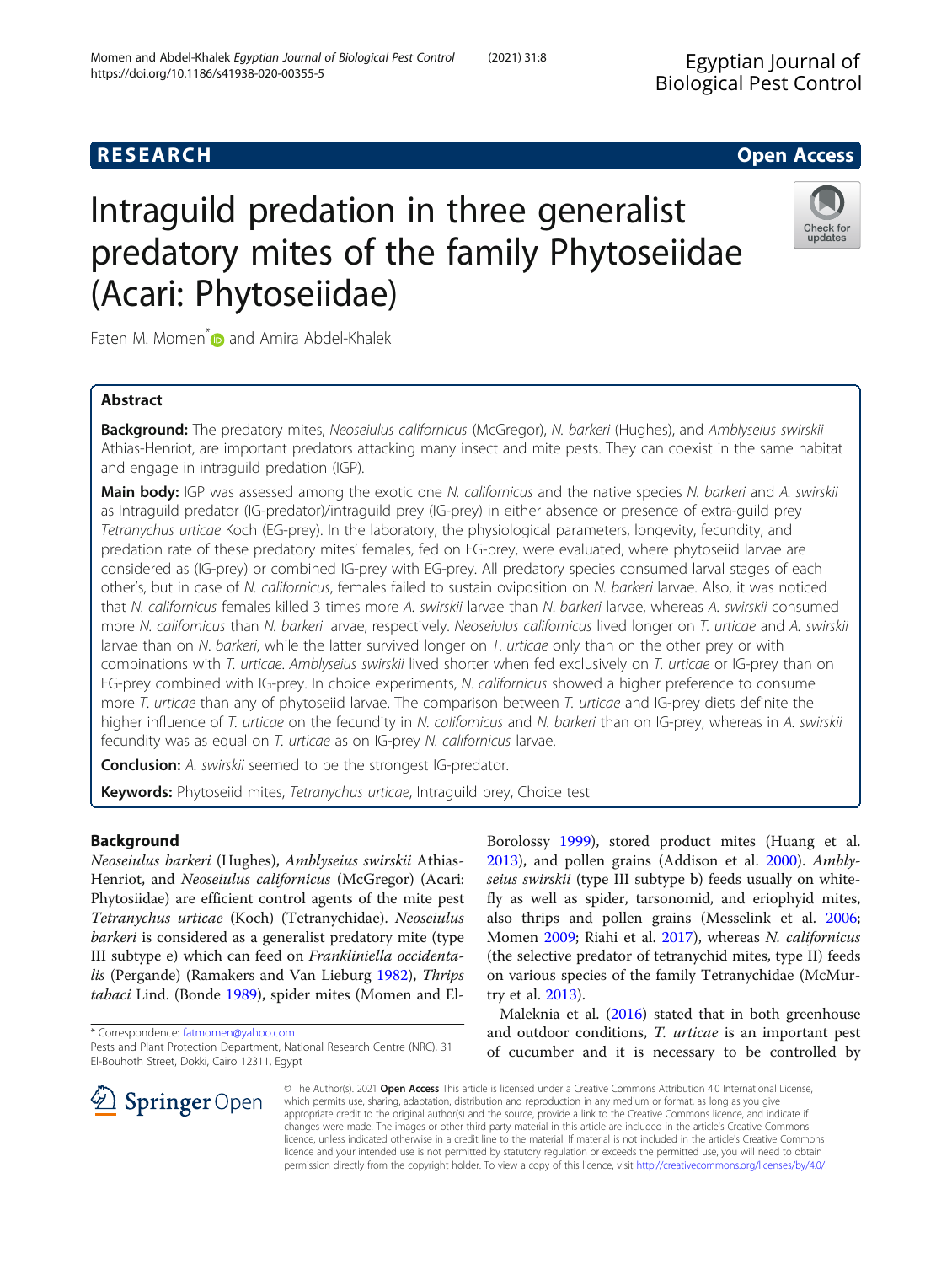RESEARCH Open Access

# Intraguild predation in three generalist predatory mites of the family Phytoseiidae (Acari: Phytoseiidae)

Faten M. Momen* and Amira Abdel-Khalek

## Abstract

**Background:** The predatory mites, *Neoseiulus californicus* (McGregor), *N. barkeri* (Hughes), and *Amblyseius swirskii* Athias-Henriot, are important predators attacking many insect and mite pests. They can coexist in the same habitat and engage in intraguild predation (IGP).

**Main body:** IGP was assessed among the exotic one *N. californicus* and the native species *N. barkeri* and *A. swirskii* as Intraguild predator (IG-predator)/intraguild prey (IG-prey) in either absence or presence of extra-guild prey *Tetranychus urticae* Koch (EG-prey). In the laboratory, the physiological parameters, longevity, fecundity, and predation rate of these predatory mites' females, fed on EG-prey, were evaluated, where phytoseiid larvae are considered as (IG-prey) or combined IG-prey with EG-prey. All predatory species consumed larval stages of each other's, but in case of *N. californicus*, females failed to sustain oviposition on *N. barkeri* larvae. Also, it was noticed that *N. californicus* females killed 3 times more *A. swirskii* larvae than *N. barkeri* larvae, whereas *A. swirskii* consumed more *N. californicus* than *N. barkeri* larvae, respectively. *Neoseiulus californicus* lived longer on *T. urticae* and *A. swirskii* larvae than on *N. barkeri*, while the latter survived longer on *T. urticae* only than on the other prey or with combinations with *T. urticae*. *Amblyseius swirskii* lived shorter when fed exclusively on *T. urticae* or IG-prey than on EG-prey combined with IG-prey. In choice experiments, *N. californicus* showed a higher preference to consume more *T. urticae* than any of phytoseiid larvae. The comparison between *T. urticae* and IG-prey diets definite the higher influence of *T. urticae* on the fecundity in *N. californicus* and *N. barkeri* than on IG-prey, whereas in *A. swirskii* fecundity was as equal on *T. urticae* as on IG-prey *N. californicus* larvae.

**Conclusion:** *A. swirskii* seemed to be the strongest IG-predator.

**Keywords:** Phytoseiid mites, *Tetranychus urticae*, Intraguild prey, Choice test

## Background

*Neoseiulus barkeri* (Hughes), *Amblyseius swirskii* Athias-Henriot, and *Neoseiulus californicus* (McGregor) (Acari: Phytosiidae) are efficient control agents of the mite pest *Tetranychus urticae* (Koch) (Tetranychidae). *Neoseiulus barkeri* is considered as a generalist predatory mite (type III subtype e) which can feed on *Frankliniella occidentalis* (Pergande) (Ramakers and Van Lieburg 1982), *Thrips tabaci* Lind. (Bonde 1989), spider mites (Momen and El-Borolossy 1999), stored product mites (Huang et al. 2013), and pollen grains (Addison et al. 2000). *Amblyseius swirskii* (type III subtype b) feeds usually on whitefly as well as spider, tarsonomid, and eriophyid mites, also thrips and pollen grains (Messelink et al. 2006; Momen 2009; Riahi et al. 2017), whereas *N. californicus* (the selective predator of tetranychid mites, type II) feeds on various species of the family Tetranychidae (McMurtry et al. 2013).

Maleknia et al. (2016) stated that in both greenhouse and outdoor conditions, *T. urticae* is an important pest of cucumber and it is necessary to be controlled by

\* Correspondence: fatmomen@yahoo.com
Pests and Plant Protection Department, National Research Centre (NRC), 31 El-Bouhoth Street, Dokki, Cairo 12311, Egypt

© The Author(s). 2021 **Open Access** This article is licensed under a Creative Commons Attribution 4.0 International License, which permits use, sharing, adaptation, distribution and reproduction in any medium or format, as long as you give appropriate credit to the original author(s) and the source, provide a link to the Creative Commons licence, and indicate if changes were made. The images or other third party material in this article are included in the article's Creative Commons licence, unless indicated otherwise in a credit line to the material. If material is not included in the article's Creative Commons licence and your intended use is not permitted by statutory regulation or exceeds the permitted use, you will need to obtain permission directly from the copyright holder. To view a copy of this licence, visit http://creativecommons.org/licenses/by/4.0/.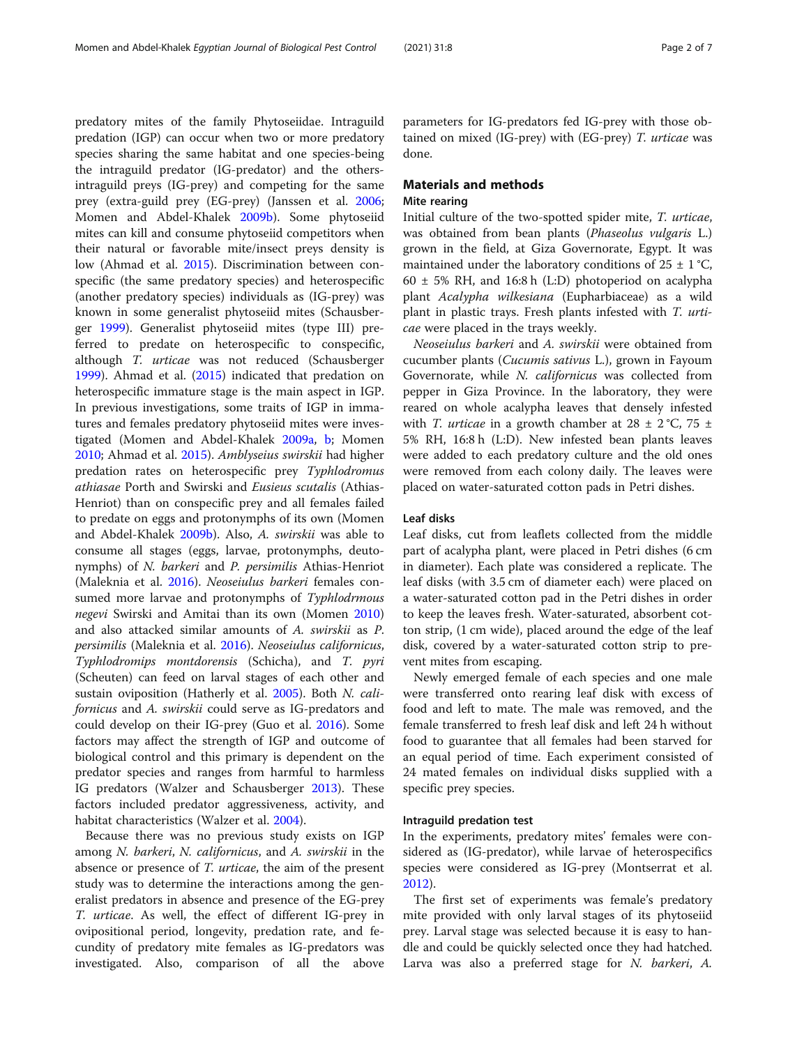predatory mites of the family Phytoseiidae. Intraguild predation (IGP) can occur when two or more predatory species sharing the same habitat and one species-being the intraguild predator (IG-predator) and the others-intraguild preys (IG-prey) and competing for the same prey (extra-guild prey (EG-prey) (Janssen et al. 2006; Momen and Abdel-Khalek 2009b). Some phytoseiid mites can kill and consume phytoseiid competitors when their natural or favorable mite/insect preys density is low (Ahmad et al. 2015). Discrimination between conspecific (the same predatory species) and heterospecific (another predatory species) individuals as (IG-prey) was known in some generalist phytoseiid mites (Schausberger 1999). Generalist phytoseiid mites (type III) preferred to predate on heterospecific to conspecific, although *T. urticae* was not reduced (Schausberger 1999). Ahmad et al. (2015) indicated that predation on heterospecific immature stage is the main aspect in IGP. In previous investigations, some traits of IGP in immatures and females predatory phytoseiid mites were investigated (Momen and Abdel-Khalek 2009a, b; Momen 2010; Ahmad et al. 2015). *Amblyseius swirskii* had higher predation rates on heterospecific prey *Typhlodromus athiasae* Porth and Swirski and *Eusieus scutalis* (Athias-Henriot) than on conspecific prey and all females failed to predate on eggs and protonymphs of its own (Momen and Abdel-Khalek 2009b). Also, *A. swirskii* was able to consume all stages (eggs, larvae, protonymphs, deutonymphs) of *N. barkeri* and *P. persimilis* Athias-Henriot (Maleknia et al. 2016). *Neoseiulus barkeri* females consumed more larvae and protonymphs of *Typhlodrmous negevi* Swirski and Amitai than its own (Momen 2010) and also attacked similar amounts of *A. swirskii* as *P. persimilis* (Maleknia et al. 2016). *Neoseiulus californicus*, *Typhlodromips montdorensis* (Schicha), and *T. pyri* (Scheuten) can feed on larval stages of each other and sustain oviposition (Hatherly et al. 2005). Both *N. californicus* and *A. swirskii* could serve as IG-predators and could develop on their IG-prey (Guo et al. 2016). Some factors may affect the strength of IGP and outcome of biological control and this primary is dependent on the predator species and ranges from harmful to harmless IG predators (Walzer and Schausberger 2013). These factors included predator aggressiveness, activity, and habitat characteristics (Walzer et al. 2004).

Because there was no previous study exists on IGP among *N. barkeri*, *N. californicus*, and *A. swirskii* in the absence or presence of *T. urticae*, the aim of the present study was to determine the interactions among the generalist predators in absence and presence of the EG-prey *T. urticae*. As well, the effect of different IG-prey in ovipositional period, longevity, predation rate, and fecundity of predatory mite females as IG-predators was investigated. Also, comparison of all the above parameters for IG-predators fed IG-prey with those obtained on mixed (IG-prey) with (EG-prey) *T. urticae* was done.

## Materials and methods

### Mite rearing

Initial culture of the two-spotted spider mite, *T. urticae*, was obtained from bean plants (*Phaseolus vulgaris* L.) grown in the field, at Giza Governorate, Egypt. It was maintained under the laboratory conditions of 25 ± 1 °C, 60 ± 5% RH, and 16:8 h (L:D) photoperiod on acalypha plant *Acalypha wilkesiana* (Eupharbiaceae) as a wild plant in plastic trays. Fresh plants infested with *T. urticae* were placed in the trays weekly.

*Neoseiulus barkeri* and *A. swirskii* were obtained from cucumber plants (*Cucumis sativus* L.), grown in Fayoum Governorate, while *N. californicus* was collected from pepper in Giza Province. In the laboratory, they were reared on whole acalypha leaves that densely infested with *T. urticae* in a growth chamber at 28 ± 2 °C, 75 ± 5% RH, 16:8 h (L:D). New infested bean plants leaves were added to each predatory culture and the old ones were removed from each colony daily. The leaves were placed on water-saturated cotton pads in Petri dishes.

### Leaf disks

Leaf disks, cut from leaflets collected from the middle part of acalypha plant, were placed in Petri dishes (6 cm in diameter). Each plate was considered a replicate. The leaf disks (with 3.5 cm of diameter each) were placed on a water-saturated cotton pad in the Petri dishes in order to keep the leaves fresh. Water-saturated, absorbent cotton strip, (1 cm wide), placed around the edge of the leaf disk, covered by a water-saturated cotton strip to prevent mites from escaping.

Newly emerged female of each species and one male were transferred onto rearing leaf disk with excess of food and left to mate. The male was removed, and the female transferred to fresh leaf disk and left 24 h without food to guarantee that all females had been starved for an equal period of time. Each experiment consisted of 24 mated females on individual disks supplied with a specific prey species.

### Intraguild predation test

In the experiments, predatory mites' females were considered as (IG-predator), while larvae of heterospecifics species were considered as IG-prey (Montserrat et al. 2012).

The first set of experiments was female's predatory mite provided with only larval stages of its phytoseiid prey. Larval stage was selected because it is easy to handle and could be quickly selected once they had hatched. Larva was also a preferred stage for *N. barkeri*, *A.*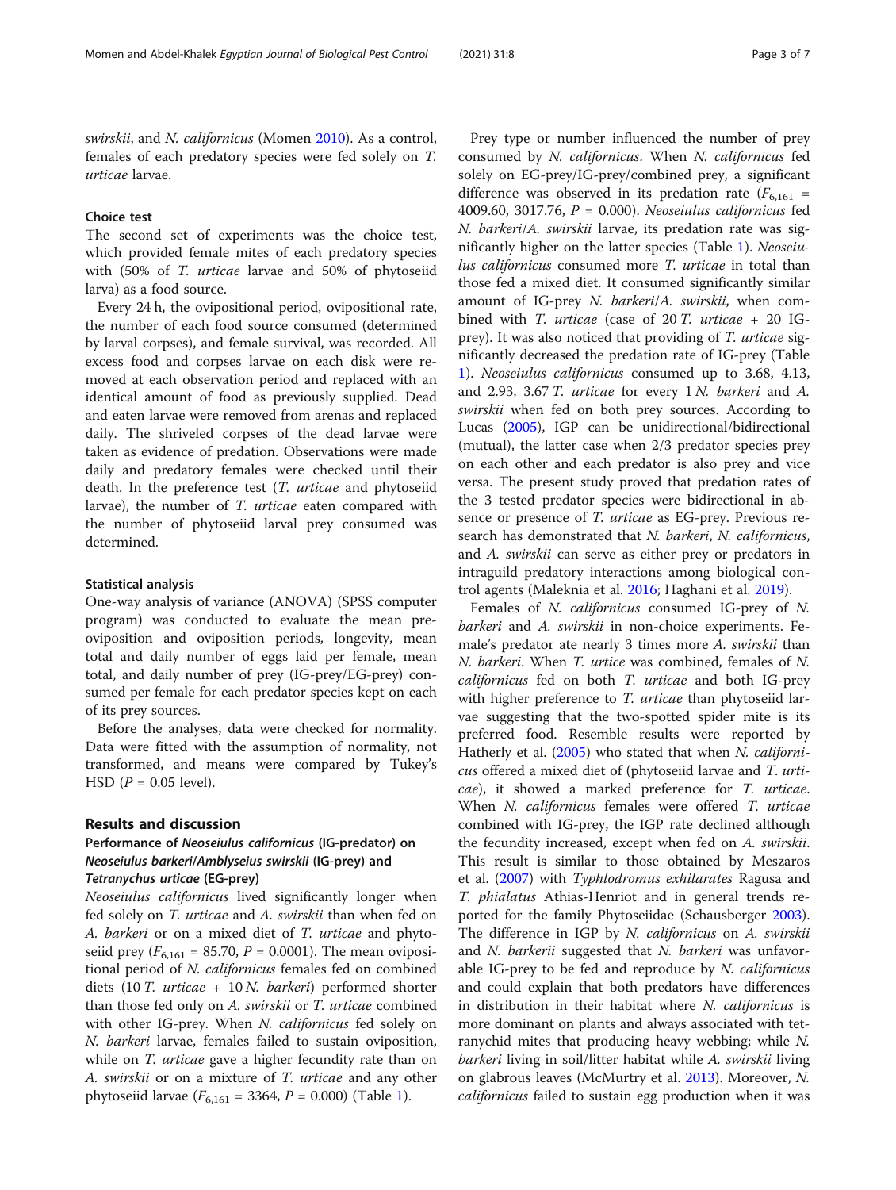*swirskii*, and *N. californicus* (Momen 2010). As a control, females of each predatory species were fed solely on *T. urticae* larvae.

### Choice test

The second set of experiments was the choice test, which provided female mites of each predatory species with (50% of *T. urticae* larvae and 50% of phytoseiid larva) as a food source.

Every 24 h, the ovipositional period, ovipositional rate, the number of each food source consumed (determined by larval corpses), and female survival, was recorded. All excess food and corpses larvae on each disk were removed at each observation period and replaced with an identical amount of food as previously supplied. Dead and eaten larvae were removed from arenas and replaced daily. The shriveled corpses of the dead larvae were taken as evidence of predation. Observations were made daily and predatory females were checked until their death. In the preference test (*T. urticae* and phytoseiid larvae), the number of *T. urticae* eaten compared with the number of phytoseiid larval prey consumed was determined.

### Statistical analysis

One-way analysis of variance (ANOVA) (SPSS computer program) was conducted to evaluate the mean pre-oviposition and oviposition periods, longevity, mean total and daily number of eggs laid per female, mean total, and daily number of prey (IG-prey/EG-prey) consumed per female for each predator species kept on each of its prey sources.

Before the analyses, data were checked for normality. Data were fitted with the assumption of normality, not transformed, and means were compared by Tukey's HSD ($P = 0.05$ level).

## Results and discussion

### Performance of *Neoseiulus californicus* (IG-predator) on *Neoseiulus barkeri*/*Amblyseius swirskii* (IG-prey) and *Tetranychus urticae* (EG-prey)

*Neoseiulus californicus* lived significantly longer when fed solely on *T. urticae* and *A. swirskii* than when fed on *A. barkeri* or on a mixed diet of *T. urticae* and phytoseiid prey ($F_{6,161} = 85.70$, $P = 0.0001$). The mean ovipositional period of *N. californicus* females fed on combined diets (10 *T. urticae* + 10 *N. barkeri*) performed shorter than those fed only on *A. swirskii* or *T. urticae* combined with other IG-prey. When *N. californicus* fed solely on *N. barkeri* larvae, females failed to sustain oviposition, while on *T. urticae* gave a higher fecundity rate than on *A. swirskii* or on a mixture of *T. urticae* and any other phytoseiid larvae ($F_{6,161} = 3364$, $P = 0.000$) (Table 1).

Prey type or number influenced the number of prey consumed by *N. californicus*. When *N. californicus* fed solely on EG-prey/IG-prey/combined prey, a significant difference was observed in its predation rate ($F_{6,161}$ = 4009.60, 3017.76, $P = 0.000$). *Neoseiulus californicus* fed *N. barkeri*/*A. swirskii* larvae, its predation rate was significantly higher on the latter species (Table 1). *Neoseiulus californicus* consumed more *T. urticae* in total than those fed a mixed diet. It consumed significantly similar amount of IG-prey *N. barkeri*/*A. swirskii*, when combined with *T. urticae* (case of 20 *T. urticae* + 20 IG-prey). It was also noticed that providing of *T. urticae* significantly decreased the predation rate of IG-prey (Table 1). *Neoseiulus californicus* consumed up to 3.68, 4.13, and 2.93, 3.67 *T. urticae* for every 1 *N. barkeri* and *A. swirskii* when fed on both prey sources. According to Lucas (2005), IGP can be unidirectional/bidirectional (mutual), the latter case when 2/3 predator species prey on each other and each predator is also prey and vice versa. The present study proved that predation rates of the 3 tested predator species were bidirectional in absence or presence of *T. urticae* as EG-prey. Previous research has demonstrated that *N. barkeri*, *N. californicus*, and *A. swirskii* can serve as either prey or predators in intraguild predatory interactions among biological control agents (Maleknia et al. 2016; Haghani et al. 2019).

Females of *N. californicus* consumed IG-prey of *N. barkeri* and *A. swirskii* in non-choice experiments. Female's predator ate nearly 3 times more *A. swirskii* than *N. barkeri*. When *T. urtice* was combined, females of *N. californicus* fed on both *T. urticae* and both IG-prey with higher preference to *T. urticae* than phytoseiid larvae suggesting that the two-spotted spider mite is its preferred food. Resemble results were reported by Hatherly et al. (2005) who stated that when *N. californicus* offered a mixed diet of (phytoseiid larvae and *T. urticae*), it showed a marked preference for *T. urticae*. When *N. californicus* females were offered *T. urticae* combined with IG-prey, the IGP rate declined although the fecundity increased, except when fed on *A. swirskii*. This result is similar to those obtained by Meszaros et al. (2007) with *Typhlodromus exhilarates* Ragusa and *T. phialatus* Athias-Henriot and in general trends reported for the family Phytoseiidae (Schausberger 2003). The difference in IGP by *N. californicus* on *A. swirskii* and *N. barkerii* suggested that *N. barkeri* was unfavorable IG-prey to be fed and reproduce by *N. californicus* and could explain that both predators have differences in distribution in their habitat where *N. californicus* is more dominant on plants and always associated with tetranychid mites that producing heavy webbing; while *N. barkeri* living in soil/litter habitat while *A. swirskii* living on glabrous leaves (McMurtry et al. 2013). Moreover, *N. californicus* failed to sustain egg production when it was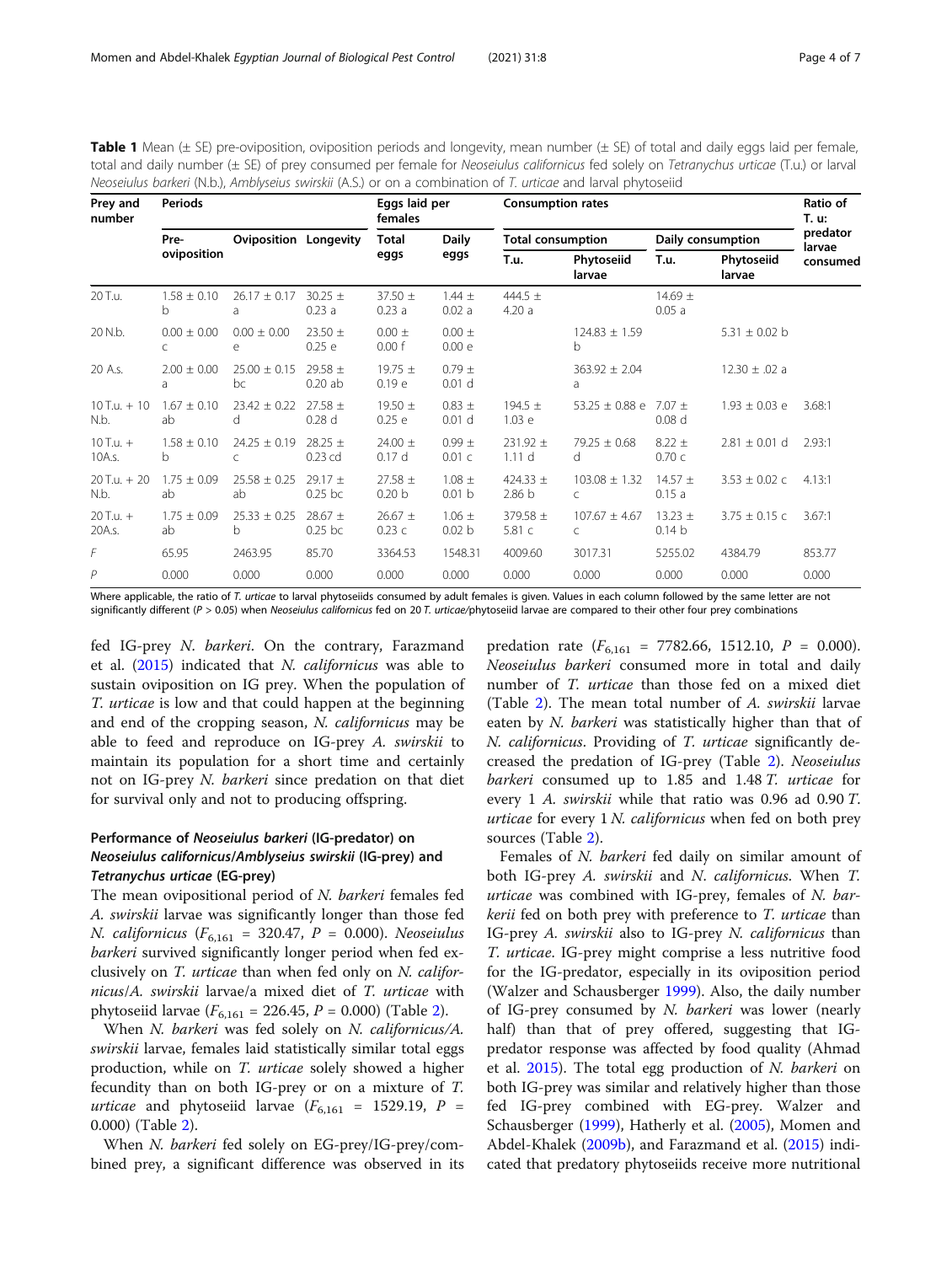**Table 1** Mean (± SE) pre-oviposition, oviposition periods and longevity, mean number (± SE) of total and daily eggs laid per female, total and daily number (± SE) of prey consumed per female for *Neoseiulus californicus* fed solely on *Tetranychus urticae* (T.u.) or larval *Neoseiulus barkeri* (N.b.), *Amblyseius swirskii* (A.S.) or on a combination of *T. urticae* and larval phytoseiid

| Prey and number | Periods | | | Eggs laid per females | | Consumption rates | | | | Ratio of T. u: predator larvae consumed |
|---|---|---|---|---|---|---|---|---|---|---|
| | Pre-oviposition | Oviposition | Longevity | Total eggs | Daily eggs | Total consumption | | Daily consumption | | |
| | | | | | | T.u. | Phytoseiid larvae | T.u. | Phytoseiid larvae | |
| 20 T.u. | 1.58 ± 0.10 b | 26.17 ± 0.17 a | 30.25 ± 0.23 a | 37.50 ± 0.23 a | 1.44 ± 0.02 a | 444.5 ± 4.20 a | | 14.69 ± 0.05 a | | |
| 20 N.b. | 0.00 ± 0.00 c | 0.00 ± 0.00 e | 23.50 ± 0.25 e | 0.00 ± 0.00 f | 0.00 ± 0.00 e | | 124.83 ± 1.59 b | | 5.31 ± 0.02 b | |
| 20 A.s. | 2.00 ± 0.00 a | 25.00 ± 0.15 bc | 29.58 ± 0.20 ab | 19.75 ± 0.19 e | 0.79 ± 0.01 d | | 363.92 ± 2.04 a | | 12.30 ± .02 a | |
| 10 T.u. + 10 N.b. | 1.67 ± 0.10 ab | 23.42 ± 0.22 d | 27.58 ± 0.28 d | 19.50 ± 0.25 e | 0.83 ± 0.01 d | 194.5 ± 1.03 e | 53.25 ± 0.88 e | 7.07 ± 0.08 d | 1.93 ± 0.03 e | 3.68:1 |
| 10 T.u. + 10A.s. | 1.58 ± 0.10 b | 24.25 ± 0.19 c | 28.25 ± 0.23 cd | 24.00 ± 0.17 d | 0.99 ± 0.01 c | 231.92 ± 1.11 d | 79.25 ± 0.68 d | 8.22 ± 0.70 c | 2.81 ± 0.01 d | 2.93:1 |
| 20 T.u. + 20 N.b. | 1.75 ± 0.09 ab | 25.58 ± 0.25 ab | 29.17 ± 0.25 bc | 27.58 ± 0.20 b | 1.08 ± 0.01 b | 424.33 ± 2.86 b | 103.08 ± 1.32 c | 14.57 ± 0.15 a | 3.53 ± 0.02 c | 4.13:1 |
| 20 T.u. + 20A.s. | 1.75 ± 0.09 ab | 25.33 ± 0.25 b | 28.67 ± 0.25 bc | 26.67 ± 0.23 c | 1.06 ± 0.02 b | 379.58 ± 5.81 c | 107.67 ± 4.67 c | 13.23 ± 0.14 b | 3.75 ± 0.15 c | 3.67:1 |
| *F* | 65.95 | 2463.95 | 85.70 | 3364.53 | 1548.31 | 4009.60 | 3017.31 | 5255.02 | 4384.79 | 853.77 |
| *P* | 0.000 | 0.000 | 0.000 | 0.000 | 0.000 | 0.000 | 0.000 | 0.000 | 0.000 | 0.000 |

Where applicable, the ratio of *T. urticae* to larval phytoseiids consumed by adult females is given. Values in each column followed by the same letter are not significantly different ($P > 0.05$) when *Neoseiulus californicus* fed on 20 *T. urticae*/phytoseiid larvae are compared to their other four prey combinations

fed IG-prey *N. barkeri*. On the contrary, Farazmand et al. (2015) indicated that *N. californicus* was able to sustain oviposition on IG prey. When the population of *T. urticae* is low and that could happen at the beginning and end of the cropping season, *N. californicus* may be able to feed and reproduce on IG-prey *A. swirskii* to maintain its population for a short time and certainly not on IG-prey *N. barkeri* since predation on that diet for survival only and not to producing offspring.

### Performance of *Neoseiulus barkeri* (IG-predator) on *Neoseiulus californicus*/*Amblyseius swirskii* (IG-prey) and *Tetranychus urticae* (EG-prey)

The mean ovipositional period of *N. barkeri* females fed *A. swirskii* larvae was significantly longer than those fed *N. californicus* ($F_{6,161}$ = 320.47, $P$ = 0.000). *Neoseiulus barkeri* survived significantly longer period when fed exclusively on *T. urticae* than when fed only on *N. californicus*/*A. swirskii* larvae/a mixed diet of *T. urticae* with phytoseiid larvae ($F_{6,161}$ = 226.45, $P$ = 0.000) (Table 2).

When *N. barkeri* was fed solely on *N. californicus*/*A. swirskii* larvae, females laid statistically similar total eggs production, while on *T. urticae* solely showed a higher fecundity than on both IG-prey or on a mixture of *T. urticae* and phytoseiid larvae ($F_{6,161}$ = 1529.19, $P$ = 0.000) (Table 2).

When *N. barkeri* fed solely on EG-prey/IG-prey/combined prey, a significant difference was observed in its predation rate ($F_{6,161}$ = 7782.66, 1512.10, $P$ = 0.000). *Neoseiulus barkeri* consumed more in total and daily number of *T. urticae* than those fed on a mixed diet (Table 2). The mean total number of *A. swirskii* larvae eaten by *N. barkeri* was statistically higher than that of *N. californicus*. Providing of *T. urticae* significantly decreased the predation of IG-prey (Table 2). *Neoseiulus barkeri* consumed up to 1.85 and 1.48 *T. urticae* for every 1 *A. swirskii* while that ratio was 0.96 ad 0.90 *T. urticae* for every 1 *N. californicus* when fed on both prey sources (Table 2).

Females of *N. barkeri* fed daily on similar amount of both IG-prey *A. swirskii* and *N. californicus*. When *T. urticae* was combined with IG-prey, females of *N. barkerii* fed on both prey with preference to *T. urticae* than IG-prey *A. swirskii* also to IG-prey *N. californicus* than *T. urticae*. IG-prey might comprise a less nutritive food for the IG-predator, especially in its oviposition period (Walzer and Schausberger 1999). Also, the daily number of IG-prey consumed by *N. barkeri* was lower (nearly half) than that of prey offered, suggesting that IG-predator response was affected by food quality (Ahmad et al. 2015). The total egg production of *N. barkeri* on both IG-prey was similar and relatively higher than those fed IG-prey combined with EG-prey. Walzer and Schausberger (1999), Hatherly et al. (2005), Momen and Abdel-Khalek (2009b), and Farazmand et al. (2015) indicated that predatory phytoseiids receive more nutritional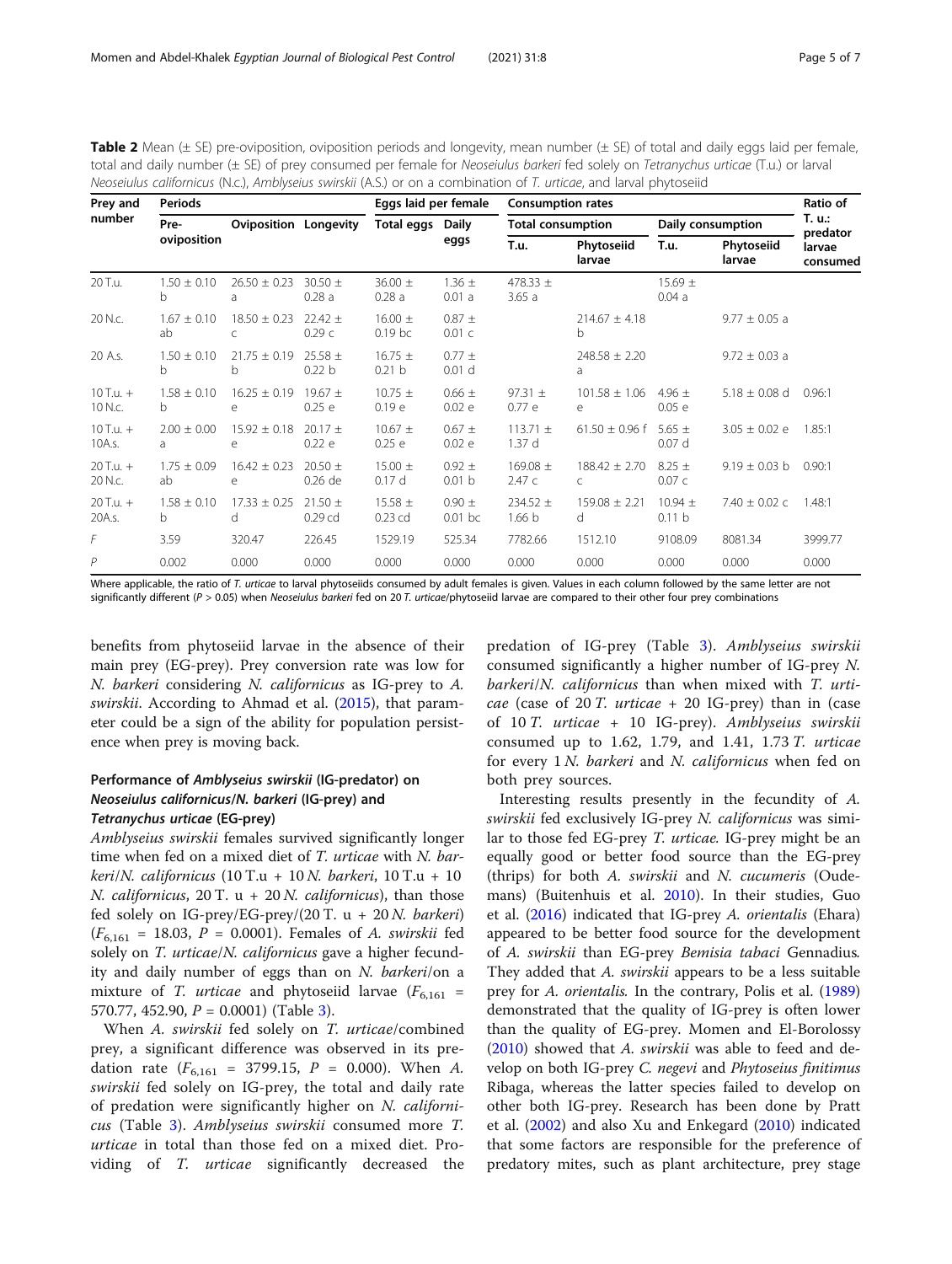**Table 2** Mean (± SE) pre-oviposition, oviposition periods and longevity, mean number (± SE) of total and daily eggs laid per female, total and daily number (± SE) of prey consumed per female for *Neoseiulus barkeri* fed solely on *Tetranychus urticae* (T.u.) or larval *Neoseiulus californicus* (N.c.), *Amblyseius swirskii* (A.S.) or on a combination of *T. urticae*, and larval phytoseiid

| Prey and number | Periods | | | Eggs laid per female | | Consumption rates | | | | Ratio of T. u.: predator larvae consumed |
|---|---|---|---|---|---|---|---|---|---|---|
| | Pre-oviposition | Oviposition | Longevity | Total eggs | Daily eggs | Total consumption | | Daily consumption | | |
| | | | | | | T.u. | Phytoseiid larvae | T.u. | Phytoseiid larvae | |
| 20 T.u. | 1.50 ± 0.10 b | 26.50 ± 0.23 a | 30.50 ± 0.28 a | 36.00 ± 0.28 a | 1.36 ± 0.01 a | 478.33 ± 3.65 a | | 15.69 ± 0.04 a | | |
| 20 N.c. | 1.67 ± 0.10 ab | 18.50 ± 0.23 c | 22.42 ± 0.29 c | 16.00 ± 0.19 bc | 0.87 ± 0.01 c | | 214.67 ± 4.18 b | | 9.77 ± 0.05 a | |
| 20 A.s. | 1.50 ± 0.10 b | 21.75 ± 0.19 b | 25.58 ± 0.22 b | 16.75 ± 0.21 b | 0.77 ± 0.01 d | | 248.58 ± 2.20 a | | 9.72 ± 0.03 a | |
| 10 T.u. + 10 N.c. | 1.58 ± 0.10 b | 16.25 ± 0.19 e | 19.67 ± 0.25 e | 10.75 ± 0.19 e | 0.66 ± 0.02 e | 97.31 ± 0.77 e | 101.58 ± 1.06 e | 4.96 ± 0.05 e | 5.18 ± 0.08 d | 0.96:1 |
| 10 T.u. + 10A.s. | 2.00 ± 0.00 a | 15.92 ± 0.18 e | 20.17 ± 0.22 e | 10.67 ± 0.25 e | 0.67 ± 0.02 e | 113.71 ± 1.37 d | 61.50 ± 0.96 f | 5.65 ± 0.07 d | 3.05 ± 0.02 e | 1.85:1 |
| 20 T.u. + 20 N.c. | 1.75 ± 0.09 ab | 16.42 ± 0.23 e | 20.50 ± 0.26 de | 15.00 ± 0.17 d | 0.92 ± 0.01 b | 169.08 ± 2.47 c | 188.42 ± 2.70 c | 8.25 ± 0.07 c | 9.19 ± 0.03 b | 0.90:1 |
| 20 T.u. + 20A.s. | 1.58 ± 0.10 b | 17.33 ± 0.25 d | 21.50 ± 0.29 cd | 15.58 ± 0.23 cd | 0.90 ± 0.01 bc | 234.52 ± 1.66 b | 159.08 ± 2.21 d | 10.94 ± 0.11 b | 7.40 ± 0.02 c | 1.48:1 |
| *F* | 3.59 | 320.47 | 226.45 | 1529.19 | 525.34 | 7782.66 | 1512.10 | 9108.09 | 8081.34 | 3999.77 |
| *P* | 0.002 | 0.000 | 0.000 | 0.000 | 0.000 | 0.000 | 0.000 | 0.000 | 0.000 | 0.000 |

Where applicable, the ratio of *T. urticae* to larval phytoseiids consumed by adult females is given. Values in each column followed by the same letter are not significantly different ($P > 0.05$) when *Neoseiulus barkeri* fed on 20 *T. urticae*/phytoseiid larvae are compared to their other four prey combinations

benefits from phytoseiid larvae in the absence of their main prey (EG-prey). Prey conversion rate was low for *N. barkeri* considering *N. californicus* as IG-prey to *A. swirskii*. According to Ahmad et al. (2015), that parameter could be a sign of the ability for population persistence when prey is moving back.

### Performance of *Amblyseius swirskii* (IG-predator) on *Neoseiulus californicus*/*N. barkeri* (IG-prey) and *Tetranychus urticae* (EG-prey)

*Amblyseius swirskii* females survived significantly longer time when fed on a mixed diet of *T. urticae* with *N. barkeri*/*N. californicus* (10 T.u + 10 *N. barkeri*, 10 T.u + 10 *N. californicus*, 20 T. u + 20 *N. californicus*), than those fed solely on IG-prey/EG-prey/(20 T. u + 20 *N. barkeri*) ($F_{6,161} = 18.03$, $P = 0.0001$). Females of *A. swirskii* fed solely on *T. urticae*/*N. californicus* gave a higher fecundity and daily number of eggs than on *N. barkeri*/on a mixture of *T. urticae* and phytoseiid larvae ($F_{6,161} = 570.77$, 452.90, $P = 0.0001$) (Table 3).

When *A. swirskii* fed solely on *T. urticae*/combined prey, a significant difference was observed in its predation rate ($F_{6,161} = 3799.15$, $P = 0.000$). When *A. swirskii* fed solely on IG-prey, the total and daily rate of predation were significantly higher on *N. californicus* (Table 3). *Amblyseius swirskii* consumed more *T. urticae* in total than those fed on a mixed diet. Providing of *T. urticae* significantly decreased the predation of IG-prey (Table 3). *Amblyseius swirskii* consumed significantly a higher number of IG-prey *N. barkeri*/*N. californicus* than when mixed with *T. urticae* (case of 20 *T. urticae* + 20 IG-prey) than in (case of 10 *T. urticae* + 10 IG-prey). *Amblyseius swirskii* consumed up to 1.62, 1.79, and 1.41, 1.73 *T. urticae* for every 1 *N. barkeri* and *N. californicus* when fed on both prey sources.

Interesting results presently in the fecundity of *A. swirskii* fed exclusively IG-prey *N. californicus* was similar to those fed EG-prey *T. urticae.* IG-prey might be an equally good or better food source than the EG-prey (thrips) for both *A. swirskii* and *N. cucumeris* (Oudemans) (Buitenhuis et al. 2010). In their studies, Guo et al. (2016) indicated that IG-prey *A. orientalis* (Ehara) appeared to be better food source for the development of *A. swirskii* than EG-prey *Bemisia tabaci* Gennadius. They added that *A. swirskii* appears to be a less suitable prey for *A. orientalis.* In the contrary, Polis et al. (1989) demonstrated that the quality of IG-prey is often lower than the quality of EG-prey. Momen and El-Borolossy (2010) showed that *A. swirskii* was able to feed and develop on both IG-prey *C. negevi* and *Phytoseius finitimus* Ribaga, whereas the latter species failed to develop on other both IG-prey. Research has been done by Pratt et al. (2002) and also Xu and Enkegard (2010) indicated that some factors are responsible for the preference of predatory mites, such as plant architecture, prey stage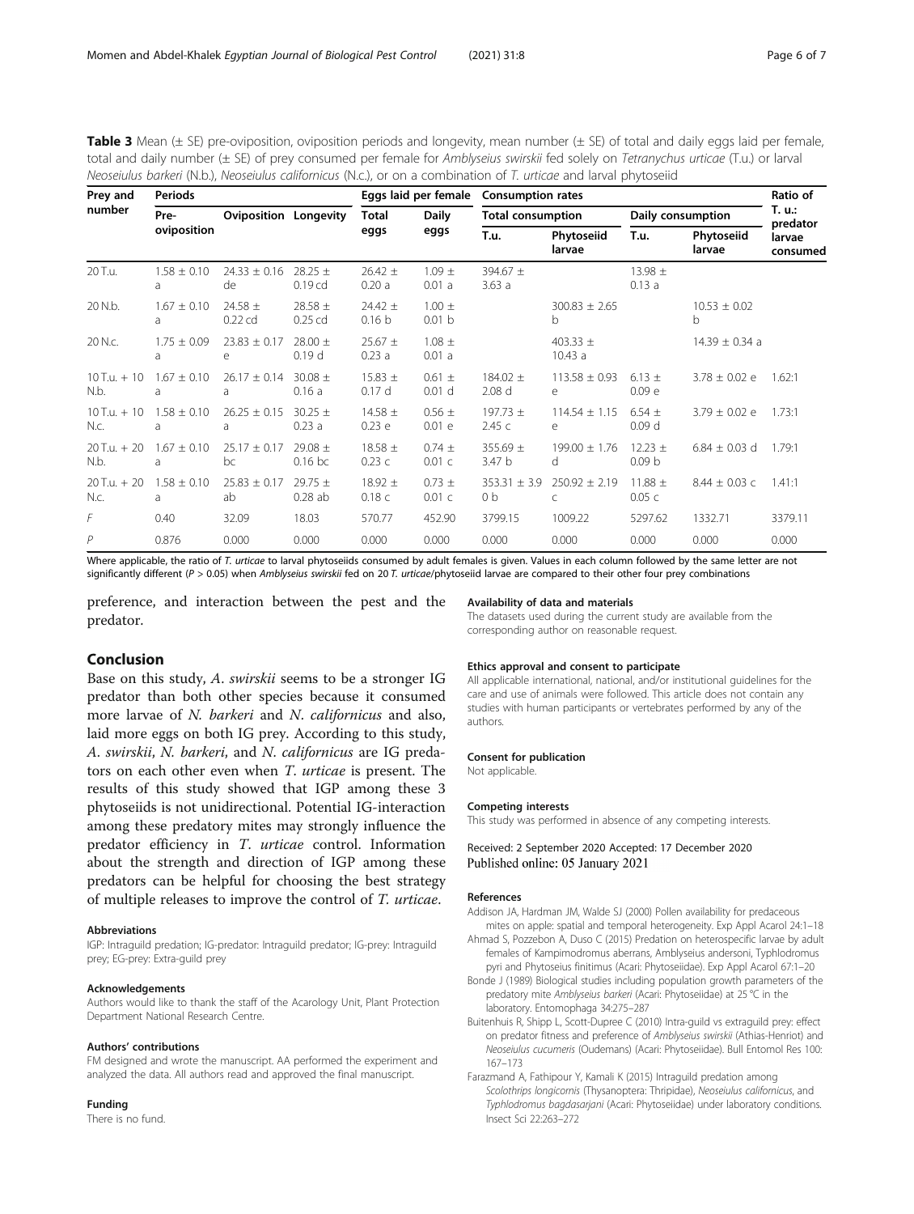**Table 3** Mean (± SE) pre-oviposition, oviposition periods and longevity, mean number (± SE) of total and daily eggs laid per female, total and daily number (± SE) of prey consumed per female for *Amblyseius swirskii* fed solely on *Tetranychus urticae* (T.u.) or larval *Neoseiulus barkeri* (N.b.), *Neoseiulus californicus* (N.c.), or on a combination of *T. urticae* and larval phytoseiid

| Prey and number | Periods | | | Eggs laid per female | | Consumption rates | | | | Ratio of T. u.: predator larvae consumed |
|---|---|---|---|---|---|---|---|---|---|---|
| | Pre-oviposition | Oviposition | Longevity | Total eggs | Daily eggs | Total consumption | | Daily consumption | | |
| | | | | | | T.u. | Phytoseiid larvae | T.u. | Phytoseiid larvae | |
| 20 T.u. | 1.58 ± 0.10 a | 24.33 ± 0.16 de | 28.25 ± 0.19 cd | 26.42 ± 0.20 a | 1.09 ± 0.01 a | 394.67 ± 3.63 a | | 13.98 ± 0.13 a | | |
| 20 N.b. | 1.67 ± 0.10 a | 24.58 ± 0.22 cd | 28.58 ± 0.25 cd | 24.42 ± 0.16 b | 1.00 ± 0.01 b | | 300.83 ± 2.65 b | | 10.53 ± 0.02 b | |
| 20 N.c. | 1.75 ± 0.09 a | 23.83 ± 0.17 e | 28.00 ± 0.19 d | 25.67 ± 0.23 a | 1.08 ± 0.01 a | | 403.33 ± 10.43 a | | 14.39 ± 0.34 a | |
| 10 T.u. + 10 N.b. | 1.67 ± 0.10 a | 26.17 ± 0.14 a | 30.08 ± 0.16 a | 15.83 ± 0.17 d | 0.61 ± 0.01 d | 184.02 ± 2.08 d | 113.58 ± 0.93 e | 6.13 ± 0.09 e | 3.78 ± 0.02 e | 1.62:1 |
| 10 T.u. + 10 N.c. | 1.58 ± 0.10 a | 26.25 ± 0.15 a | 30.25 ± 0.23 a | 14.58 ± 0.23 e | 0.56 ± 0.01 e | 197.73 ± 2.45 c | 114.54 ± 1.15 e | 6.54 ± 0.09 d | 3.79 ± 0.02 e | 1.73:1 |
| 20 T.u. + 20 N.b. | 1.67 ± 0.10 a | 25.17 ± 0.17 bc | 29.08 ± 0.16 bc | 18.58 ± 0.23 c | 0.74 ± 0.01 c | 355.69 ± 3.47 b | 199.00 ± 1.76 d | 12.23 ± 0.09 b | 6.84 ± 0.03 d | 1.79:1 |
| 20 T.u. + 20 N.c. | 1.58 ± 0.10 a | 25.83 ± 0.17 ab | 29.75 ± 0.28 ab | 18.92 ± 0.18 c | 0.73 ± 0.01 c | 353.31 ± 3.9 0 b | 250.92 ± 2.19 c | 11.88 ± 0.05 c | 8.44 ± 0.03 c | 1.41:1 |
| *F* | 0.40 | 32.09 | 18.03 | 570.77 | 452.90 | 3799.15 | 1009.22 | 5297.62 | 1332.71 | 3379.11 |
| *P* | 0.876 | 0.000 | 0.000 | 0.000 | 0.000 | 0.000 | 0.000 | 0.000 | 0.000 | 0.000 |

Where applicable, the ratio of *T. urticae* to larval phytoseiids consumed by adult females is given. Values in each column followed by the same letter are not significantly different ($P > 0.05$) when *Amblyseius swirskii* fed on 20 *T. urticae*/phytoseiid larvae are compared to their other four prey combinations

preference, and interaction between the pest and the predator.

## Conclusion

Base on this study, *A. swirskii* seems to be a stronger IG predator than both other species because it consumed more larvae of *N. barkeri* and *N. californicus* and also, laid more eggs on both IG prey. According to this study, *A. swirskii*, *N. barkeri*, and *N. californicus* are IG predators on each other even when *T. urticae* is present. The results of this study showed that IGP among these 3 phytoseiids is not unidirectional. Potential IG-interaction among these predatory mites may strongly influence the predator efficiency in *T. urticae* control. Information about the strength and direction of IGP among these predators can be helpful for choosing the best strategy of multiple releases to improve the control of *T. urticae*.

#### Abbreviations

IGP: Intraguild predation; IG-predator: Intraguild predator; IG-prey: Intraguild prey; EG-prey: Extra-guild prey

#### Acknowledgements

Authors would like to thank the staff of the Acarology Unit, Plant Protection Department National Research Centre.

#### Authors' contributions

FM designed and wrote the manuscript. AA performed the experiment and analyzed the data. All authors read and approved the final manuscript.

#### Funding

There is no fund.

#### Availability of data and materials

The datasets used during the current study are available from the corresponding author on reasonable request.

#### Ethics approval and consent to participate

All applicable international, national, and/or institutional guidelines for the care and use of animals were followed. This article does not contain any studies with human participants or vertebrates performed by any of the authors.

#### Consent for publication

Not applicable.

#### Competing interests

This study was performed in absence of any competing interests.

Received: 2 September 2020 Accepted: 17 December 2020
Published online: 05 January 2021

#### References

Addison JA, Hardman JM, Walde SJ (2000) Pollen availability for predaceous mites on apple: spatial and temporal heterogeneity. Exp Appl Acarol 24:1–18

Ahmad S, Pozzebon A, Duso C (2015) Predation on heterospecific larvae by adult females of Kampimodromus aberrans, Amblyseius andersoni, Typhlodromus pyri and Phytoseius finitimus (Acari: Phytoseiidae). Exp Appl Acarol 67:1–20

Bonde J (1989) Biological studies including population growth parameters of the predatory mite Amblyseius barkeri (Acari: Phytoseiidae) at 25 °C in the laboratory. Entomophaga 34:275–287

Buitenhuis R, Shipp L, Scott-Dupree C (2010) Intra-guild vs extraguild prey: effect on predator fitness and preference of Amblyseius swirskii (Athias-Henriot) and Neoseiulus cucumeris (Oudemans) (Acari: Phytoseiidae). Bull Entomol Res 100: 167–173

Farazmand A, Fathipour Y, Kamali K (2015) Intraguild predation among Scolothrips longicornis (Thysanoptera: Thripidae), Neoseiulus californicus, and Typhlodromus bagdasarjani (Acari: Phytoseiidae) under laboratory conditions. Insect Sci 22:263–272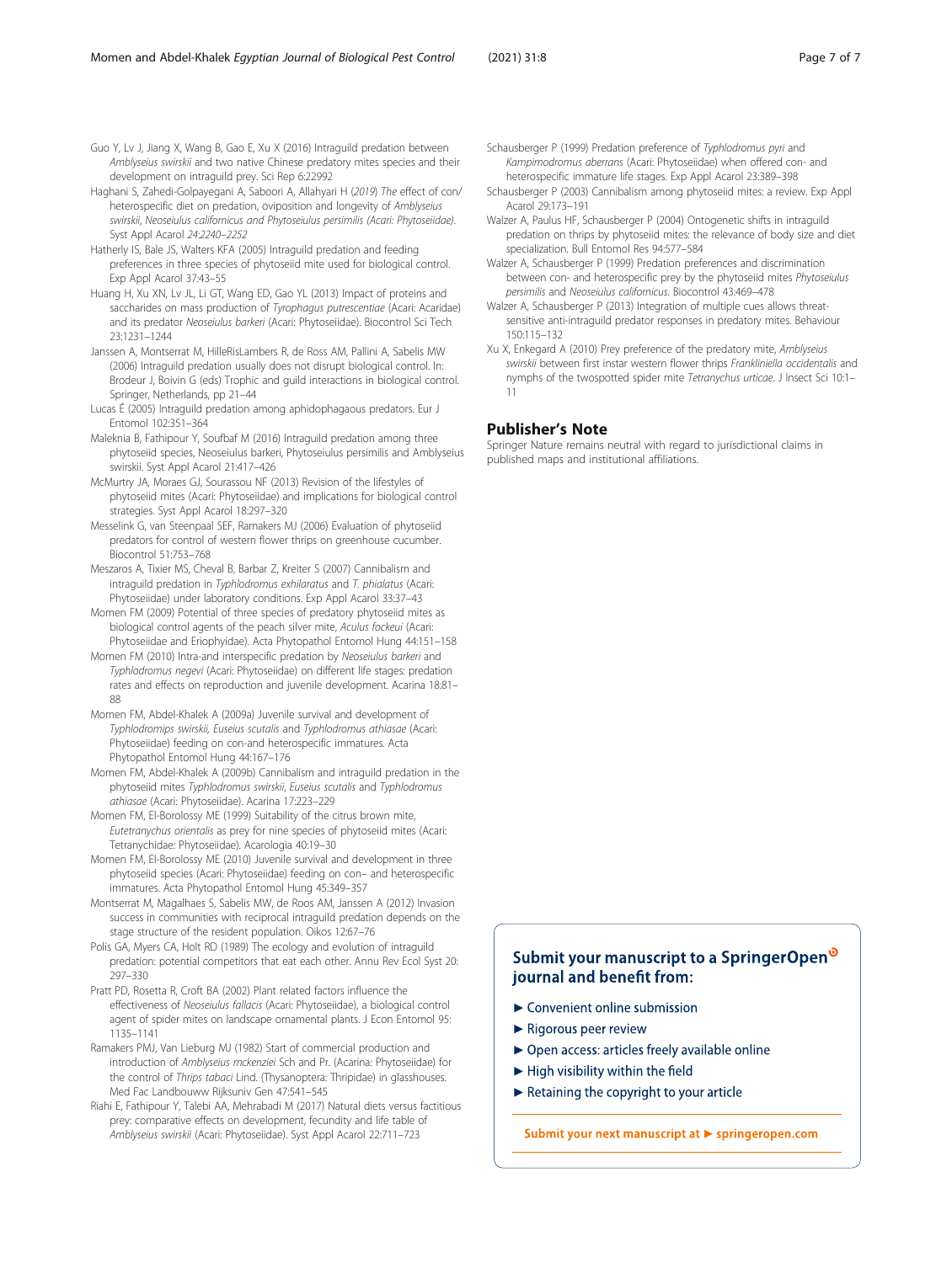Guo Y, Lv J, Jiang X, Wang B, Gao E, Xu X (2016) Intraguild predation between *Amblyseius swirskii* and two native Chinese predatory mites species and their development on intraguild prey. Sci Rep 6:22992

Haghani S, Zahedi-Golpayegani A, Saboori A, Allahyari H (*2019*) *The* effect of con/ heterospecific diet on predation, oviposition and longevity of *Amblyseius swirskii, Neoseiulus californicus and Phytoseiulus persimilis (Acari: Phytoseiidae)*. Syst Appl Acarol *24:2240–2252*

Hatherly IS, Bale JS, Walters KFA (2005) Intraguild predation and feeding preferences in three species of phytoseiid mite used for biological control. Exp Appl Acarol 37:43–55

Huang H, Xu XN, Lv JL, Li GT, Wang ED, Gao YL (2013) Impact of proteins and saccharides on mass production of *Tyrophagus putrescentiae* (Acari: Acaridae) and its predator *Neoseiulus barkeri* (Acari: Phytoseiidae). Biocontrol Sci Tech 23:1231–1244

Janssen A, Montserrat M, HilleRisLambers R, de Ross AM, Pallini A, Sabelis MW (2006) Intraguild predation usually does not disrupt biological control. In: Brodeur J, Boivin G (eds) Trophic and guild interactions in biological control. Springer, Netherlands, pp 21–44

Lucas É (2005) Intraguild predation among aphidophagaous predators. Eur J Entomol 102:351–364

Maleknia B, Fathipour Y, Soufbaf M (2016) Intraguild predation among three phytoseiid species, Neoseiulus barkeri, Phytoseiulus persimilis and Amblyseius swirskii. Syst Appl Acarol 21:417–426

McMurtry JA, Moraes GJ, Sourassou NF (2013) Revision of the lifestyles of phytoseiid mites (Acari: Phytoseiidae) and implications for biological control strategies. Syst Appl Acarol 18:297–320

Messelink G, van Steenpaal SEF, Ramakers MJ (2006) Evaluation of phytoseiid predators for control of western flower thrips on greenhouse cucumber. Biocontrol 51:753–768

Meszaros A, Tixier MS, Cheval B, Barbar Z, Kreiter S (2007) Cannibalism and intraguild predation in *Typhlodromus exhilaratus* and *T. phialatus* (Acari: Phytoseiidae) under laboratory conditions. Exp Appl Acarol 33:37–43

Momen FM (2009) Potential of three species of predatory phytoseiid mites as biological control agents of the peach silver mite, *Aculus fockeui* (Acari: Phytoseiidae and Eriophyidae). Acta Phytopathol Entomol Hung 44:151–158

Momen FM (2010) Intra-and interspecific predation by *Neoseiulus barkeri* and *Typhlodromus negevi* (Acari: Phytoseiidae) on different life stages: predation rates and effects on reproduction and juvenile development. Acarina 18:81–88

Momen FM, Abdel-Khalek A (2009a) Juvenile survival and development of *Typhlodromips swirskii, Euseius scutalis* and *Typhlodromus athiasae* (Acari: Phytoseiidae) feeding on con-and heterospecific immatures. Acta Phytopathol Entomol Hung 44:167–176

Momen FM, Abdel-Khalek A (2009b) Cannibalism and intraguild predation in the phytoseiid mites *Typhlodromus swirskii*, *Euseius scutalis* and *Typhlodromus athiasae* (Acari: Phytoseiidae). Acarina 17:223–229

Momen FM, El-Borolossy ME (1999) Suitability of the citrus brown mite, *Eutetranychus orientalis* as prey for nine species of phytoseiid mites (Acari: Tetranychidae: Phytoseiidae). Acarologia 40:19–30

Momen FM, El-Borolossy ME (2010) Juvenile survival and development in three phytoseiid species (Acari: Phytoseiidae) feeding on con– and heterospecific immatures. Acta Phytopathol Entomol Hung 45:349–357

Montserrat M, Magalhaes S, Sabelis MW, de Roos AM, Janssen A (2012) Invasion success in communities with reciprocal intraguild predation depends on the stage structure of the resident population. Oikos 12:67–76

Polis GA, Myers CA, Holt RD (1989) The ecology and evolution of intraguild predation: potential competitors that eat each other. Annu Rev Ecol Syst 20: 297–330

Pratt PD, Rosetta R, Croft BA (2002) Plant related factors influence the effectiveness of *Neoseiulus fallacis* (Acari: Phytoseiidae), a biological control agent of spider mites on landscape ornamental plants. J Econ Entomol 95: 1135–1141

Ramakers PMJ, Van Lieburg MJ (1982) Start of commercial production and introduction of *Amblyseius mckenziei* Sch and Pr. (Acarina: Phytoseiidae) for the control of *Thrips tabaci* Lind. (Thysanoptera: Thripidae) in glasshouses. Med Fac Landbouww Rijksuniv Gen 47:541–545

Riahi E, Fathipour Y, Talebi AA, Mehrabadi M (2017) Natural diets versus factitious prey: comparative effects on development, fecundity and life table of *Amblyseius swirskii* (Acari: Phytoseiidae). Syst Appl Acarol 22:711–723

Schausberger P (1999) Predation preference of *Typhlodromus pyri* and *Kampimodromus aberrans* (Acari: Phytoseiidae) when offered con- and heterospecific immature life stages. Exp Appl Acarol 23:389–398

Schausberger P (2003) Cannibalism among phytoseiid mites: a review. Exp Appl Acarol 29:173–191

Walzer A, Paulus HF, Schausberger P (2004) Ontogenetic shifts in intraguild predation on thrips by phytoseiid mites: the relevance of body size and diet specialization. Bull Entomol Res 94:577–584

Walzer A, Schausberger P (1999) Predation preferences and discrimination between con- and heterospecific prey by the phytoseiid mites *Phytoseiulus persimilis* and *Neoseiulus californicus*. Biocontrol 43:469–478

Walzer A, Schausberger P (2013) Integration of multiple cues allows threat-sensitive anti-intraguild predator responses in predatory mites. Behaviour 150:115–132

Xu X, Enkegard A (2010) Prey preference of the predatory mite, *Amblyseius swirskii* between first instar western flower thrips *Frankliniella occidentalis* and nymphs of the twospotted spider mite *Tetranychus urticae*. J Insect Sci 10:1–11

## Publisher's Note

Springer Nature remains neutral with regard to jurisdictional claims in published maps and institutional affiliations.